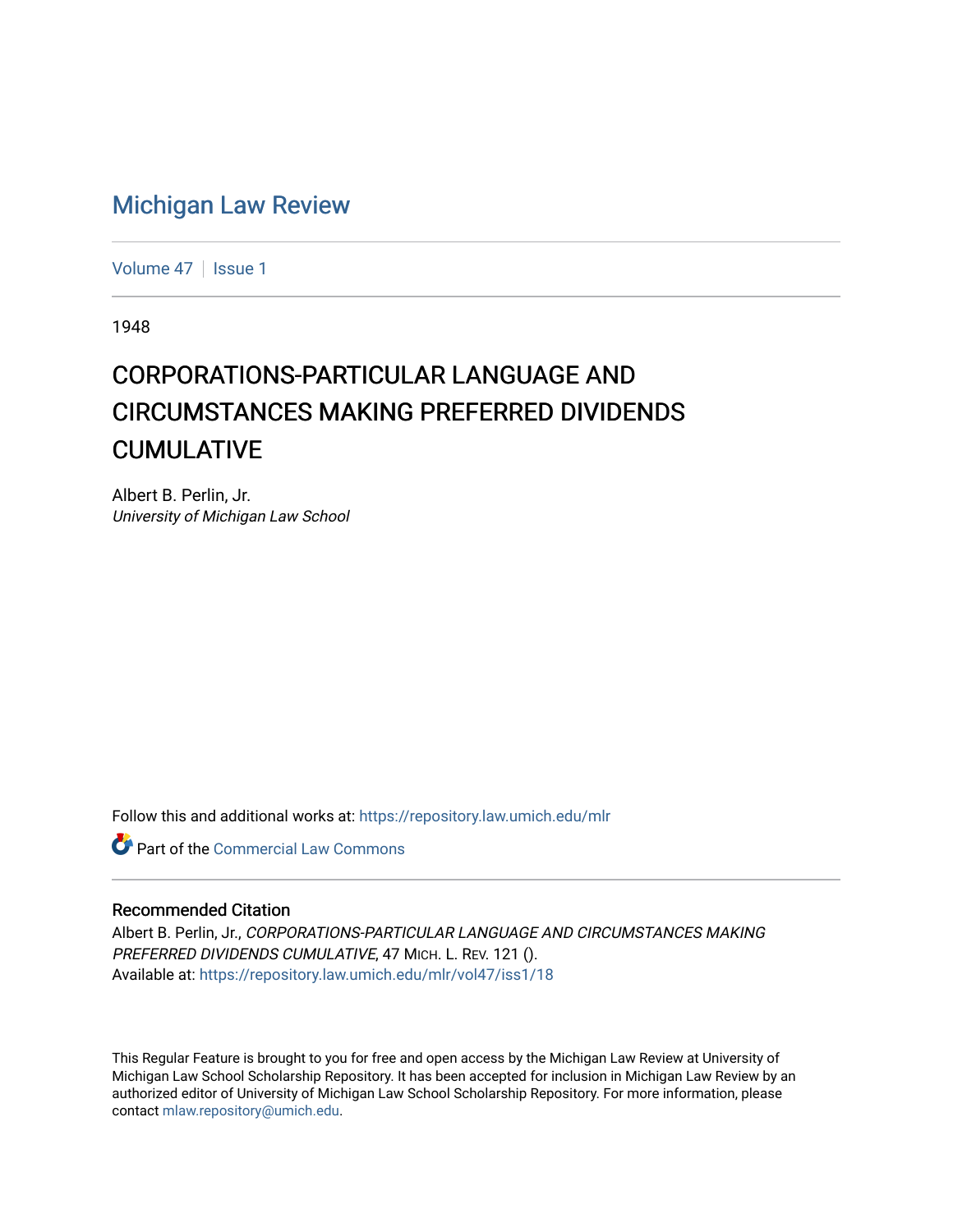# Michigan Law Review

Volume 47 | Issue 1

1948

## CORPORATIONS-PARTICULAR LANGUAGE AND CIRCUMSTANCES MAKING PREFERRED DIVIDENDS CUMULATIVE

Albert B. Perlin, Jr.
*University of Michigan Law School*

Follow this and additional works at: https://repository.law.umich.edu/mlr

Part of the Commercial Law Commons

### Recommended Citation

Albert B. Perlin, Jr., *CORPORATIONS-PARTICULAR LANGUAGE AND CIRCUMSTANCES MAKING PREFERRED DIVIDENDS CUMULATIVE*, 47 MICH. L. REV. 121 ().
Available at: https://repository.law.umich.edu/mlr/vol47/iss1/18

This Regular Feature is brought to you for free and open access by the Michigan Law Review at University of Michigan Law School Scholarship Repository. It has been accepted for inclusion in Michigan Law Review by an authorized editor of University of Michigan Law School Scholarship Repository. For more information, please contact mlaw.repository@umich.edu.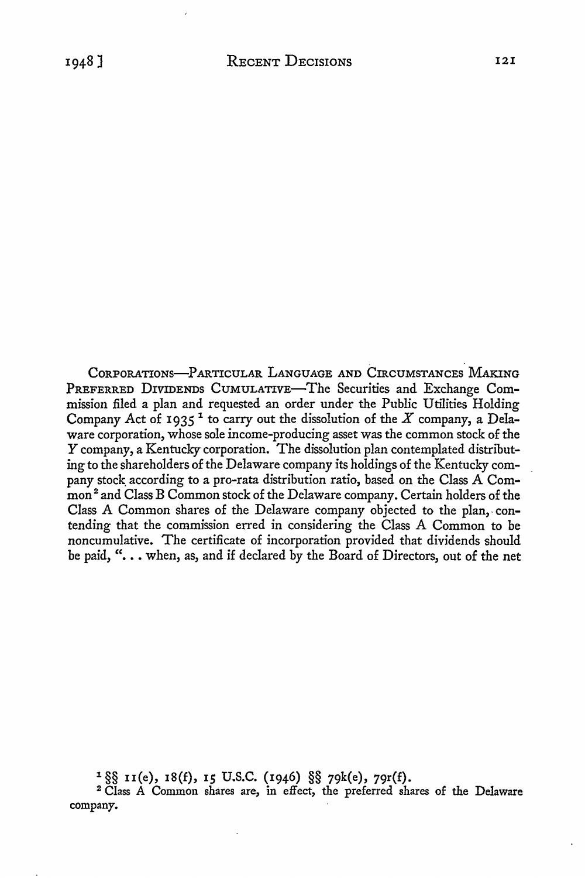CORPORATIONS—PARTICULAR LANGUAGE AND CIRCUMSTANCES MAKING PREFERRED DIVIDENDS CUMULATIVE—The Securities and Exchange Commission filed a plan and requested an order under the Public Utilities Holding Company Act of 1935[1] to carry out the dissolution of the *X* company, a Delaware corporation, whose sole income-producing asset was the common stock of the *Y* company, a Kentucky corporation. The dissolution plan contemplated distributing to the shareholders of the Delaware company its holdings of the Kentucky company stock according to a pro-rata distribution ratio, based on the Class A Common[2] and Class B Common stock of the Delaware company. Certain holders of the Class A Common shares of the Delaware company objected to the plan, contending that the commission erred in considering the Class A Common to be noncumulative. The certificate of incorporation provided that dividends should be paid, "... when, as, and if declared by the Board of Directors, out of the net

[1] §§ 11(e), 18(f), 15 U.S.C. (1946) §§ 79k(e), 79r(f).

[2] Class A Common shares are, in effect, the preferred shares of the Delaware company.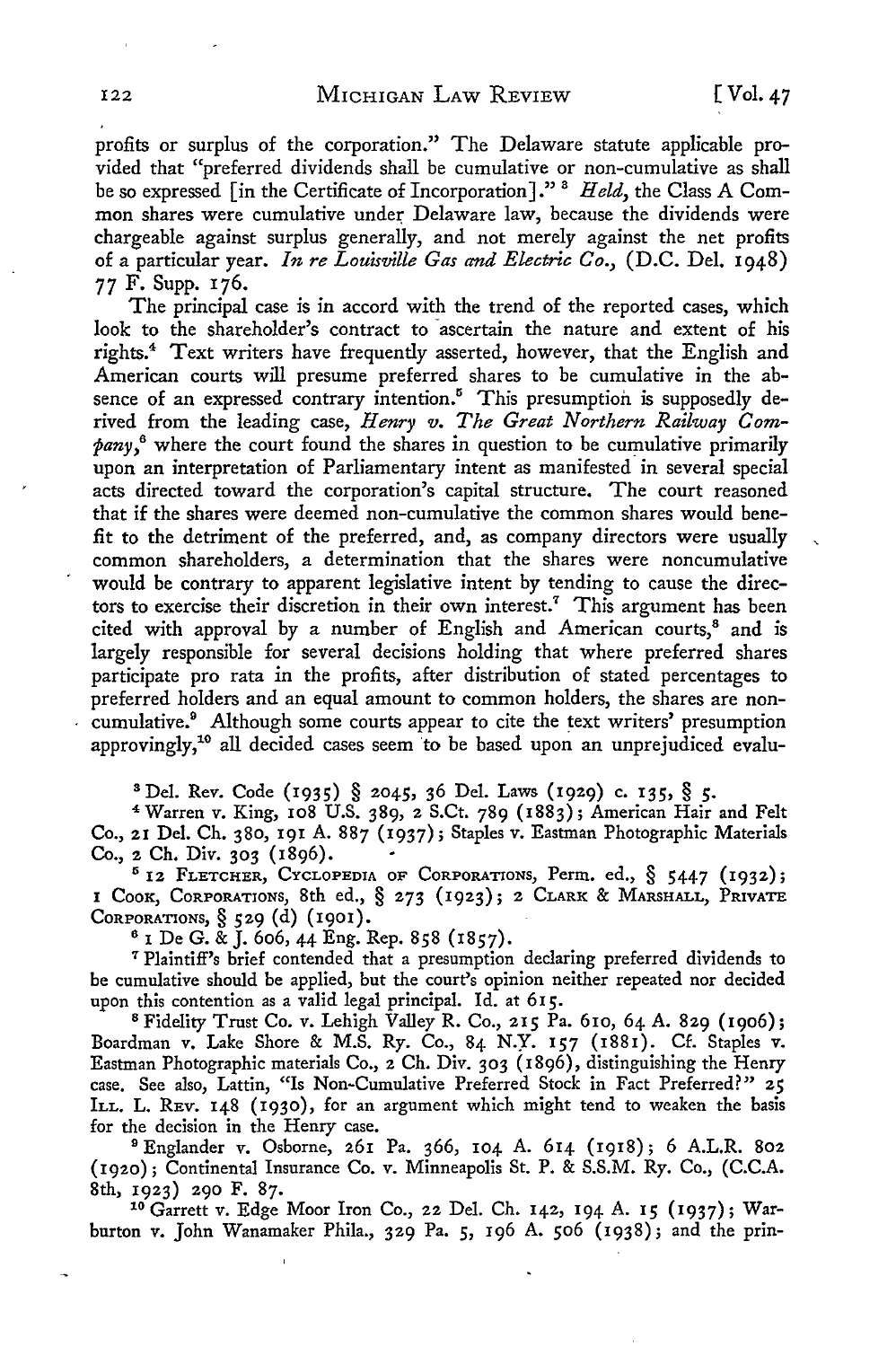profits or surplus of the corporation." The Delaware statute applicable provided that "preferred dividends shall be cumulative or non-cumulative as shall be so expressed [in the Certificate of Incorporation]."[3] *Held,* the Class A Common shares were cumulative under Delaware law, because the dividends were chargeable against surplus generally, and not merely against the net profits of a particular year. *In re Louisville Gas and Electric Co.,* (D.C. Del. 1948) 77 F. Supp. 176.

The principal case is in accord with the trend of the reported cases, which look to the shareholder's contract to ascertain the nature and extent of his rights.[4] Text writers have frequently asserted, however, that the English and American courts will presume preferred shares to be cumulative in the absence of an expressed contrary intention.[5] This presumption is supposedly derived from the leading case, *Henry v. The Great Northern Railway Company,*[6] where the court found the shares in question to be cumulative primarily upon an interpretation of Parliamentary intent as manifested in several special acts directed toward the corporation's capital structure. The court reasoned that if the shares were deemed non-cumulative the common shares would benefit to the detriment of the preferred, and, as company directors were usually common shareholders, a determination that the shares were noncumulative would be contrary to apparent legislative intent by tending to cause the directors to exercise their discretion in their own interest.[7] This argument has been cited with approval by a number of English and American courts,[8] and is largely responsible for several decisions holding that where preferred shares participate pro rata in the profits, after distribution of stated percentages to preferred holders and an equal amount to common holders, the shares are non-cumulative.[9] Although some courts appear to cite the text writers' presumption approvingly,[10] all decided cases seem to be based upon an unprejudiced evalu-

---

[3] Del. Rev. Code (1935) § 2045, 36 Del. Laws (1929) c. 135, § 5.

[4] Warren v. King, 108 U.S. 389, 2 S.Ct. 789 (1883); American Hair and Felt Co., 21 Del. Ch. 380, 191 A. 887 (1937); Staples v. Eastman Photographic Materials Co., 2 Ch. Div. 303 (1896).

[5] 12 FLETCHER, CYCLOPEDIA OF CORPORATIONS, Perm. ed., § 5447 (1932); 1 COOK, CORPORATIONS, 8th ed., § 273 (1923); 2 CLARK & MARSHALL, PRIVATE CORPORATIONS, § 529 (d) (1901).

[6] 1 De G. & J. 606, 44 Eng. Rep. 858 (1857).

[7] Plaintiff's brief contended that a presumption declaring preferred dividends to be cumulative should be applied, but the court's opinion neither repeated nor decided upon this contention as a valid legal principal. Id. at 615.

[8] Fidelity Trust Co. v. Lehigh Valley R. Co., 215 Pa. 610, 64 A. 829 (1906); Boardman v. Lake Shore & M.S. Ry. Co., 84 N.Y. 157 (1881). Cf. Staples v. Eastman Photographic materials Co., 2 Ch. Div. 303 (1896), distinguishing the Henry case. See also, Lattin, "Is Non-Cumulative Preferred Stock in Fact Preferred?" 25 ILL. L. REV. 148 (1930), for an argument which might tend to weaken the basis for the decision in the Henry case.

[9] Englander v. Osborne, 261 Pa. 366, 104 A. 614 (1918); 6 A.L.R. 802 (1920); Continental Insurance Co. v. Minneapolis St. P. & S.S.M. Ry. Co., (C.C.A. 8th, 1923) 290 F. 87.

[10] Garrett v. Edge Moor Iron Co., 22 Del. Ch. 142, 194 A. 15 (1937); Warburton v. John Wanamaker Phila., 329 Pa. 5, 196 A. 506 (1938); and the prin-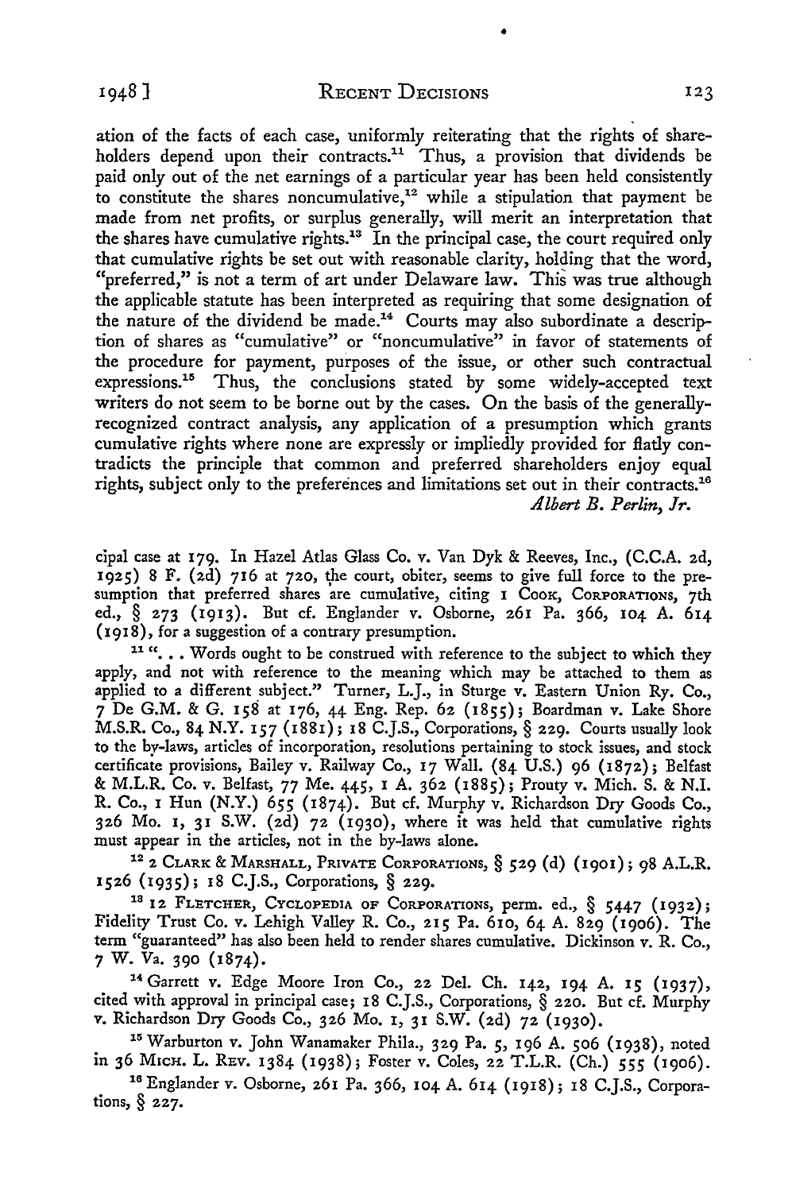ation of the facts of each case, uniformly reiterating that the rights of shareholders depend upon their contracts.[11] Thus, a provision that dividends be paid only out of the net earnings of a particular year has been held consistently to constitute the shares noncumulative,[12] while a stipulation that payment be made from net profits, or surplus generally, will merit an interpretation that the shares have cumulative rights.[13] In the principal case, the court required only that cumulative rights be set out with reasonable clarity, holding that the word, "preferred," is not a term of art under Delaware law. This was true although the applicable statute has been interpreted as requiring that some designation of the nature of the dividend be made.[14] Courts may also subordinate a description of shares as "cumulative" or "noncumulative" in favor of statements of the procedure for payment, purposes of the issue, or other such contractual expressions.[15] Thus, the conclusions stated by some widely-accepted text writers do not seem to be borne out by the cases. On the basis of the generally-recognized contract analysis, any application of a presumption which grants cumulative rights where none are expressly or impliedly provided for flatly contradicts the principle that common and preferred shareholders enjoy equal rights, subject only to the preferences and limitations set out in their contracts.[16]

*Albert B. Perlin, Jr.*

---

cipal case at 179. In Hazel Atlas Glass Co. v. Van Dyk & Reeves, Inc., (C.C.A. 2d, 1925) 8 F. (2d) 716 at 720, the court, obiter, seems to give full force to the presumption that preferred shares are cumulative, citing 1 Cook, Corporations, 7th ed., § 273 (1913). But cf. Englander v. Osborne, 261 Pa. 366, 104 A. 614 (1918), for a suggestion of a contrary presumption.

[11] ". . . Words ought to be construed with reference to the subject to which they apply, and not with reference to the meaning which may be attached to them as applied to a different subject." Turner, L.J., in Sturge v. Eastern Union Ry. Co., 7 De G.M. & G. 158 at 176, 44 Eng. Rep. 62 (1855); Boardman v. Lake Shore M.S.R. Co., 84 N.Y. 157 (1881); 18 C.J.S., Corporations, § 229. Courts usually look to the by-laws, articles of incorporation, resolutions pertaining to stock issues, and stock certificate provisions, Bailey v. Railway Co., 17 Wall. (84 U.S.) 96 (1872); Belfast & M.L.R. Co. v. Belfast, 77 Me. 445, 1 A. 362 (1885); Prouty v. Mich. S. & N.I. R. Co., 1 Hun (N.Y.) 655 (1874). But cf. Murphy v. Richardson Dry Goods Co., 326 Mo. 1, 31 S.W. (2d) 72 (1930), where it was held that cumulative rights must appear in the articles, not in the by-laws alone.

[12] 2 Clark & Marshall, Private Corporations, § 529 (d) (1901); 98 A.L.R. 1526 (1935); 18 C.J.S., Corporations, § 229.

[13] 12 Fletcher, Cyclopedia of Corporations, perm. ed., § 5447 (1932); Fidelity Trust Co. v. Lehigh Valley R. Co., 215 Pa. 610, 64 A. 829 (1906). The term "guaranteed" has also been held to render shares cumulative. Dickinson v. R. Co., 7 W. Va. 390 (1874).

[14] Garrett v. Edge Moore Iron Co., 22 Del. Ch. 142, 194 A. 15 (1937), cited with approval in principal case; 18 C.J.S., Corporations, § 220. But cf. Murphy v. Richardson Dry Goods Co., 326 Mo. 1, 31 S.W. (2d) 72 (1930).

[15] Warburton v. John Wanamaker Phila., 329 Pa. 5, 196 A. 506 (1938), noted in 36 Mich. L. Rev. 1384 (1938); Foster v. Coles, 22 T.L.R. (Ch.) 555 (1906).

[16] Englander v. Osborne, 261 Pa. 366, 104 A. 614 (1918); 18 C.J.S., Corporations, § 227.